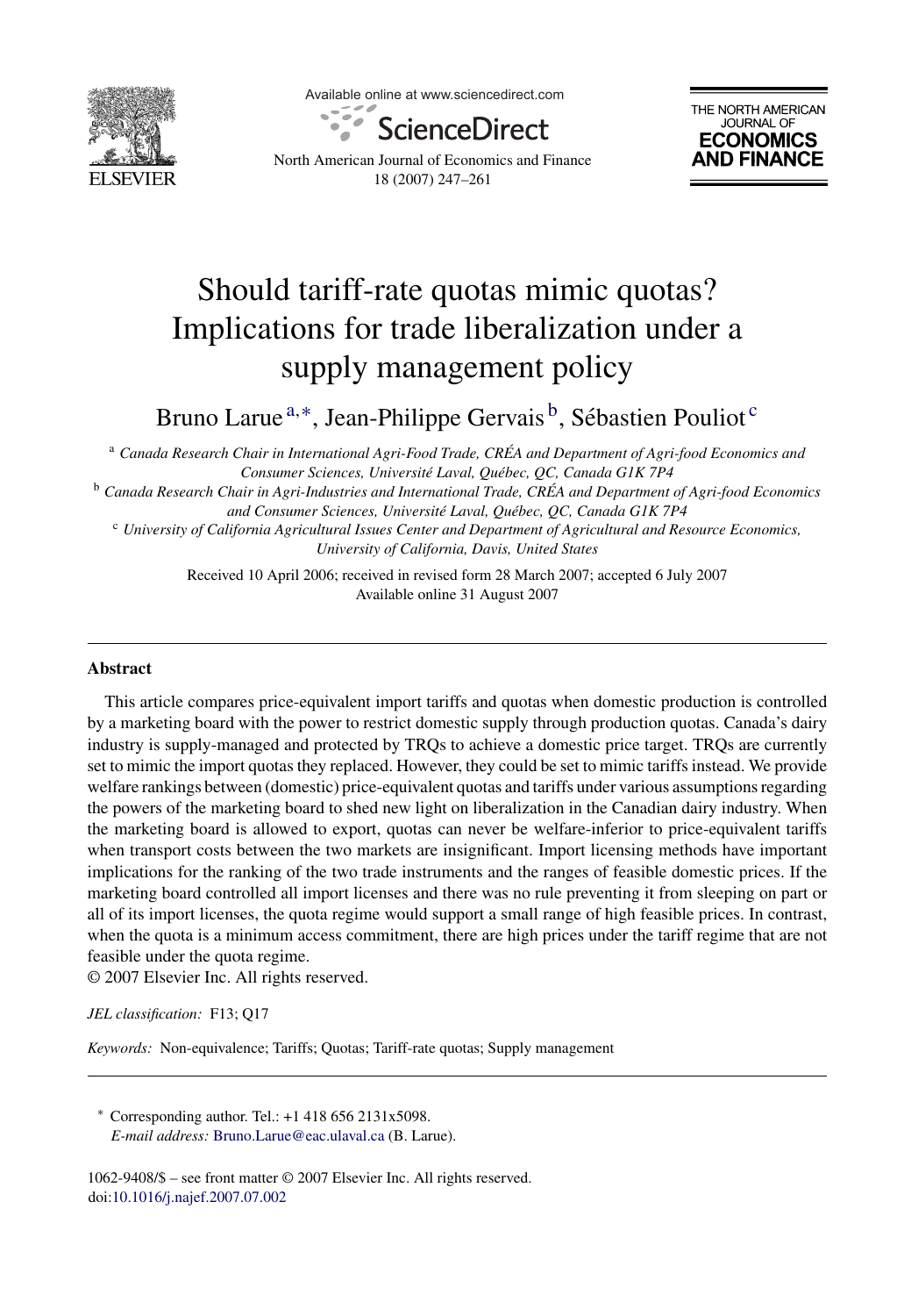# Should tariff-rate quotas mimic quotas? Implications for trade liberalization under a supply management policy

Bruno Larue[a,*], Jean-Philippe Gervais[b], Sébastien Pouliot[c]

[a] *Canada Research Chair in International Agri-Food Trade, CRÉA and Department of Agri-food Economics and Consumer Sciences, Université Laval, Québec, QC, Canada G1K 7P4*

[b] *Canada Research Chair in Agri-Industries and International Trade, CRÉA and Department of Agri-food Economics and Consumer Sciences, Université Laval, Québec, QC, Canada G1K 7P4*

[c] *University of California Agricultural Issues Center and Department of Agricultural and Resource Economics, University of California, Davis, United States*

Received 10 April 2006; received in revised form 28 March 2007; accepted 6 July 2007
Available online 31 August 2007

---

## Abstract

This article compares price-equivalent import tariffs and quotas when domestic production is controlled by a marketing board with the power to restrict domestic supply through production quotas. Canada's dairy industry is supply-managed and protected by TRQs to achieve a domestic price target. TRQs are currently set to mimic the import quotas they replaced. However, they could be set to mimic tariffs instead. We provide welfare rankings between (domestic) price-equivalent quotas and tariffs under various assumptions regarding the powers of the marketing board to shed new light on liberalization in the Canadian dairy industry. When the marketing board is allowed to export, quotas can never be welfare-inferior to price-equivalent tariffs when transport costs between the two markets are insignificant. Import licensing methods have important implications for the ranking of the two trade instruments and the ranges of feasible domestic prices. If the marketing board controlled all import licenses and there was no rule preventing it from sleeping on part or all of its import licenses, the quota regime would support a small range of high feasible prices. In contrast, when the quota is a minimum access commitment, there are high prices under the tariff regime that are not feasible under the quota regime.

© 2007 Elsevier Inc. All rights reserved.

*JEL classification:* F13; Q17

*Keywords:* Non-equivalence; Tariffs; Quotas; Tariff-rate quotas; Supply management

---

\* Corresponding author. Tel.: +1 418 656 2131x5098.
*E-mail address:* Bruno.Larue@eac.ulaval.ca (B. Larue).

1062-9408/$ – see front matter © 2007 Elsevier Inc. All rights reserved.
doi:10.1016/j.najef.2007.07.002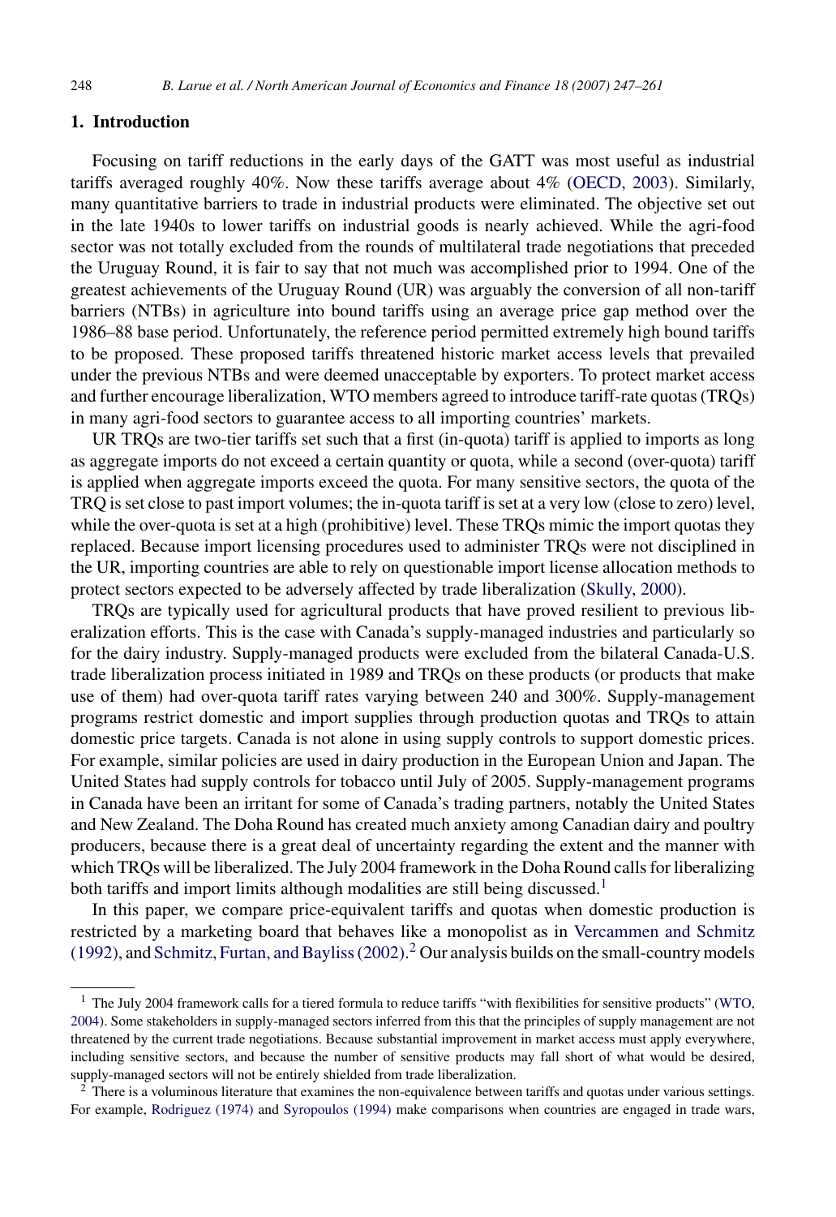## 1. Introduction

Focusing on tariff reductions in the early days of the GATT was most useful as industrial tariffs averaged roughly 40%. Now these tariffs average about 4% (OECD, 2003). Similarly, many quantitative barriers to trade in industrial products were eliminated. The objective set out in the late 1940s to lower tariffs on industrial goods is nearly achieved. While the agri-food sector was not totally excluded from the rounds of multilateral trade negotiations that preceded the Uruguay Round, it is fair to say that not much was accomplished prior to 1994. One of the greatest achievements of the Uruguay Round (UR) was arguably the conversion of all non-tariff barriers (NTBs) in agriculture into bound tariffs using an average price gap method over the 1986–88 base period. Unfortunately, the reference period permitted extremely high bound tariffs to be proposed. These proposed tariffs threatened historic market access levels that prevailed under the previous NTBs and were deemed unacceptable by exporters. To protect market access and further encourage liberalization, WTO members agreed to introduce tariff-rate quotas (TRQs) in many agri-food sectors to guarantee access to all importing countries' markets.

UR TRQs are two-tier tariffs set such that a first (in-quota) tariff is applied to imports as long as aggregate imports do not exceed a certain quantity or quota, while a second (over-quota) tariff is applied when aggregate imports exceed the quota. For many sensitive sectors, the quota of the TRQ is set close to past import volumes; the in-quota tariff is set at a very low (close to zero) level, while the over-quota is set at a high (prohibitive) level. These TRQs mimic the import quotas they replaced. Because import licensing procedures used to administer TRQs were not disciplined in the UR, importing countries are able to rely on questionable import license allocation methods to protect sectors expected to be adversely affected by trade liberalization (Skully, 2000).

TRQs are typically used for agricultural products that have proved resilient to previous liberalization efforts. This is the case with Canada's supply-managed industries and particularly so for the dairy industry. Supply-managed products were excluded from the bilateral Canada-U.S. trade liberalization process initiated in 1989 and TRQs on these products (or products that make use of them) had over-quota tariff rates varying between 240 and 300%. Supply-management programs restrict domestic and import supplies through production quotas and TRQs to attain domestic price targets. Canada is not alone in using supply controls to support domestic prices. For example, similar policies are used in dairy production in the European Union and Japan. The United States had supply controls for tobacco until July of 2005. Supply-management programs in Canada have been an irritant for some of Canada's trading partners, notably the United States and New Zealand. The Doha Round has created much anxiety among Canadian dairy and poultry producers, because there is a great deal of uncertainty regarding the extent and the manner with which TRQs will be liberalized. The July 2004 framework in the Doha Round calls for liberalizing both tariffs and import limits although modalities are still being discussed.[1]

In this paper, we compare price-equivalent tariffs and quotas when domestic production is restricted by a marketing board that behaves like a monopolist as in Vercammen and Schmitz (1992), and Schmitz, Furtan, and Bayliss (2002).[2] Our analysis builds on the small-country models

---

[1] The July 2004 framework calls for a tiered formula to reduce tariffs "with flexibilities for sensitive products" (WTO, 2004). Some stakeholders in supply-managed sectors inferred from this that the principles of supply management are not threatened by the current trade negotiations. Because substantial improvement in market access must apply everywhere, including sensitive sectors, and because the number of sensitive products may fall short of what would be desired, supply-managed sectors will not be entirely shielded from trade liberalization.

[2] There is a voluminous literature that examines the non-equivalence between tariffs and quotas under various settings. For example, Rodriguez (1974) and Syropoulos (1994) make comparisons when countries are engaged in trade wars,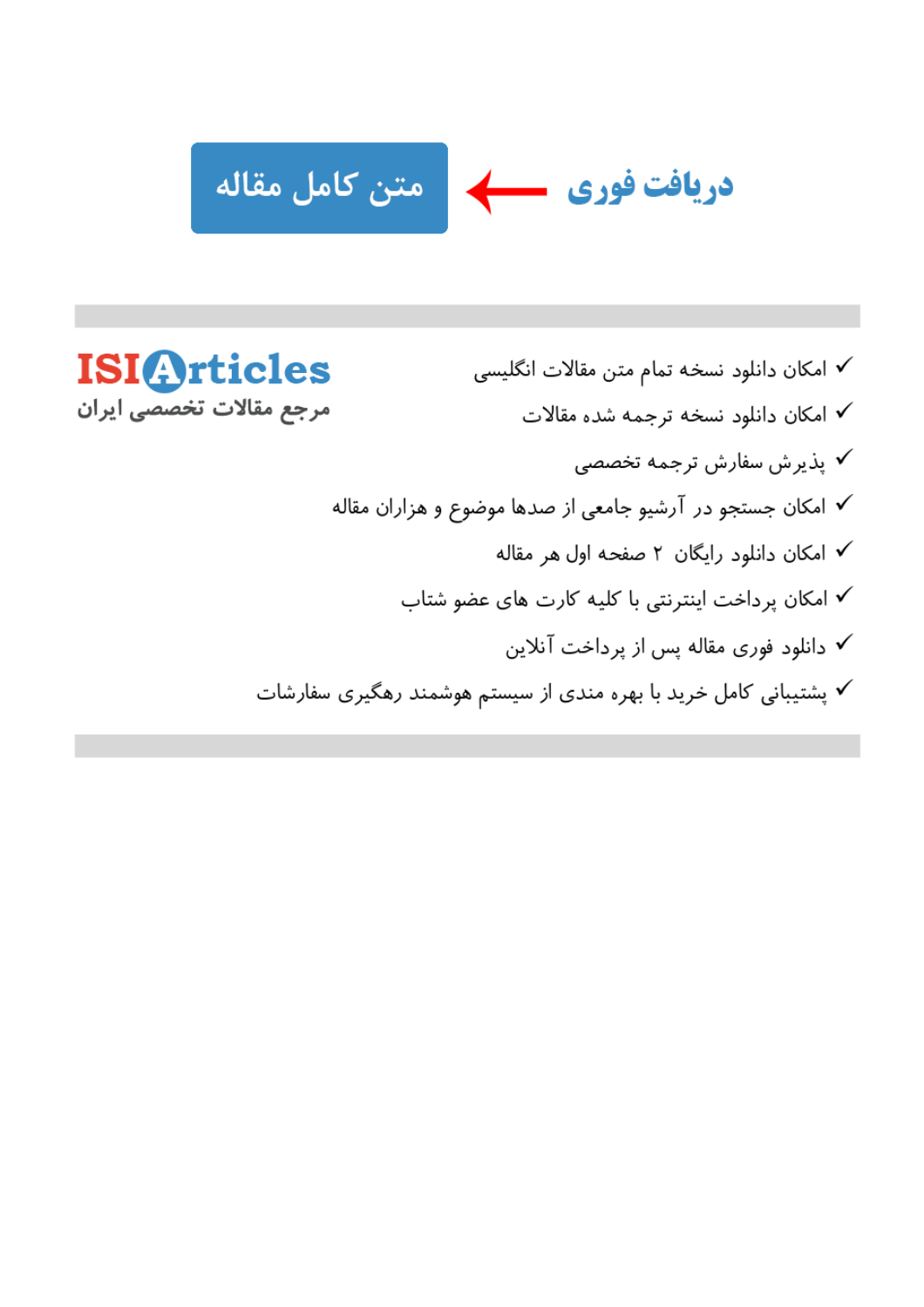دریافت فوری ← **متن کامل مقاله**

**ISIArticles**
مرجع مقالات تخصصی ایران

- ✓ امکان دانلود نسخه تمام متن مقالات انگلیسی
- ✓ امکان دانلود نسخه ترجمه شده مقالات
- ✓ پذیرش سفارش ترجمه تخصصی
- ✓ امکان جستجو در آرشیو جامعی از صدها موضوع و هزاران مقاله
- ✓ امکان دانلود رایگان ۲ صفحه اول هر مقاله
- ✓ امکان پرداخت اینترنتی با کلیه کارت های عضو شتاب
- ✓ دانلود فوری مقاله پس از پرداخت آنلاین
- ✓ پشتیبانی کامل خرید با بهره مندی از سیستم هوشمند رهگیری سفارشات